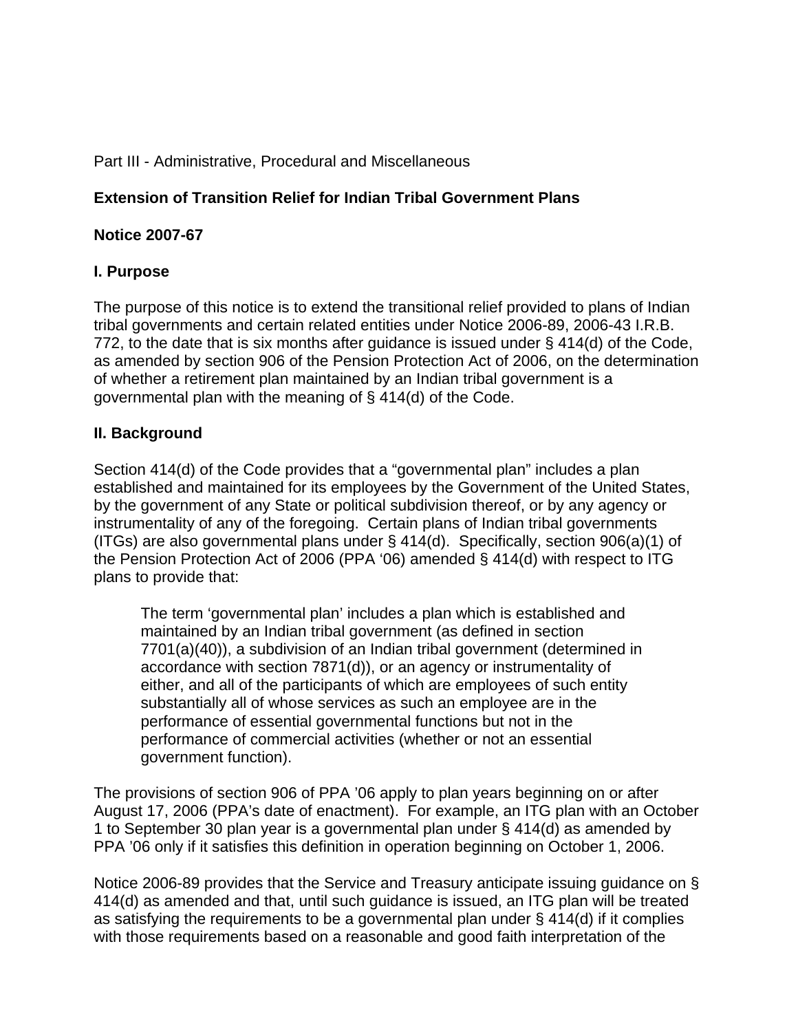Part III - Administrative, Procedural and Miscellaneous

**Extension of Transition Relief for Indian Tribal Government Plans**

**Notice 2007-67**

## I. Purpose

The purpose of this notice is to extend the transitional relief provided to plans of Indian tribal governments and certain related entities under Notice 2006-89, 2006-43 I.R.B. 772, to the date that is six months after guidance is issued under § 414(d) of the Code, as amended by section 906 of the Pension Protection Act of 2006, on the determination of whether a retirement plan maintained by an Indian tribal government is a governmental plan with the meaning of § 414(d) of the Code.

## II. Background

Section 414(d) of the Code provides that a "governmental plan" includes a plan established and maintained for its employees by the Government of the United States, by the government of any State or political subdivision thereof, or by any agency or instrumentality of any of the foregoing. Certain plans of Indian tribal governments (ITGs) are also governmental plans under § 414(d). Specifically, section 906(a)(1) of the Pension Protection Act of 2006 (PPA '06) amended § 414(d) with respect to ITG plans to provide that:

> The term 'governmental plan' includes a plan which is established and maintained by an Indian tribal government (as defined in section 7701(a)(40)), a subdivision of an Indian tribal government (determined in accordance with section 7871(d)), or an agency or instrumentality of either, and all of the participants of which are employees of such entity substantially all of whose services as such an employee are in the performance of essential governmental functions but not in the performance of commercial activities (whether or not an essential government function).

The provisions of section 906 of PPA '06 apply to plan years beginning on or after August 17, 2006 (PPA's date of enactment). For example, an ITG plan with an October 1 to September 30 plan year is a governmental plan under § 414(d) as amended by PPA '06 only if it satisfies this definition in operation beginning on October 1, 2006.

Notice 2006-89 provides that the Service and Treasury anticipate issuing guidance on § 414(d) as amended and that, until such guidance is issued, an ITG plan will be treated as satisfying the requirements to be a governmental plan under § 414(d) if it complies with those requirements based on a reasonable and good faith interpretation of the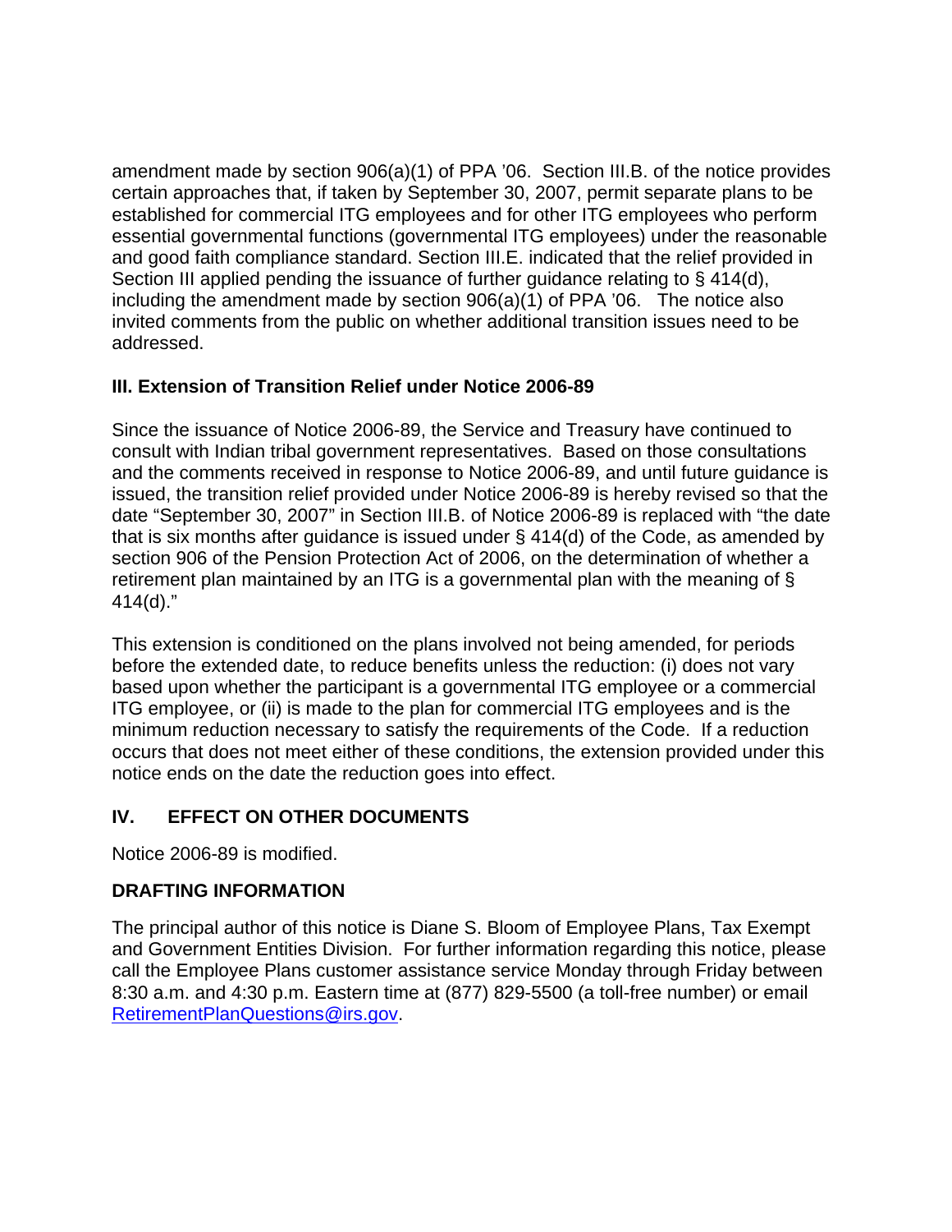amendment made by section 906(a)(1) of PPA '06. Section III.B. of the notice provides certain approaches that, if taken by September 30, 2007, permit separate plans to be established for commercial ITG employees and for other ITG employees who perform essential governmental functions (governmental ITG employees) under the reasonable and good faith compliance standard. Section III.E. indicated that the relief provided in Section III applied pending the issuance of further guidance relating to § 414(d), including the amendment made by section 906(a)(1) of PPA '06. The notice also invited comments from the public on whether additional transition issues need to be addressed.

### III. Extension of Transition Relief under Notice 2006-89

Since the issuance of Notice 2006-89, the Service and Treasury have continued to consult with Indian tribal government representatives. Based on those consultations and the comments received in response to Notice 2006-89, and until future guidance is issued, the transition relief provided under Notice 2006-89 is hereby revised so that the date "September 30, 2007" in Section III.B. of Notice 2006-89 is replaced with "the date that is six months after guidance is issued under § 414(d) of the Code, as amended by section 906 of the Pension Protection Act of 2006, on the determination of whether a retirement plan maintained by an ITG is a governmental plan with the meaning of § 414(d)."

This extension is conditioned on the plans involved not being amended, for periods before the extended date, to reduce benefits unless the reduction: (i) does not vary based upon whether the participant is a governmental ITG employee or a commercial ITG employee, or (ii) is made to the plan for commercial ITG employees and is the minimum reduction necessary to satisfy the requirements of the Code. If a reduction occurs that does not meet either of these conditions, the extension provided under this notice ends on the date the reduction goes into effect.

### IV. EFFECT ON OTHER DOCUMENTS

Notice 2006-89 is modified.

### DRAFTING INFORMATION

The principal author of this notice is Diane S. Bloom of Employee Plans, Tax Exempt and Government Entities Division. For further information regarding this notice, please call the Employee Plans customer assistance service Monday through Friday between 8:30 a.m. and 4:30 p.m. Eastern time at (877) 829-5500 (a toll-free number) or email RetirementPlanQuestions@irs.gov.